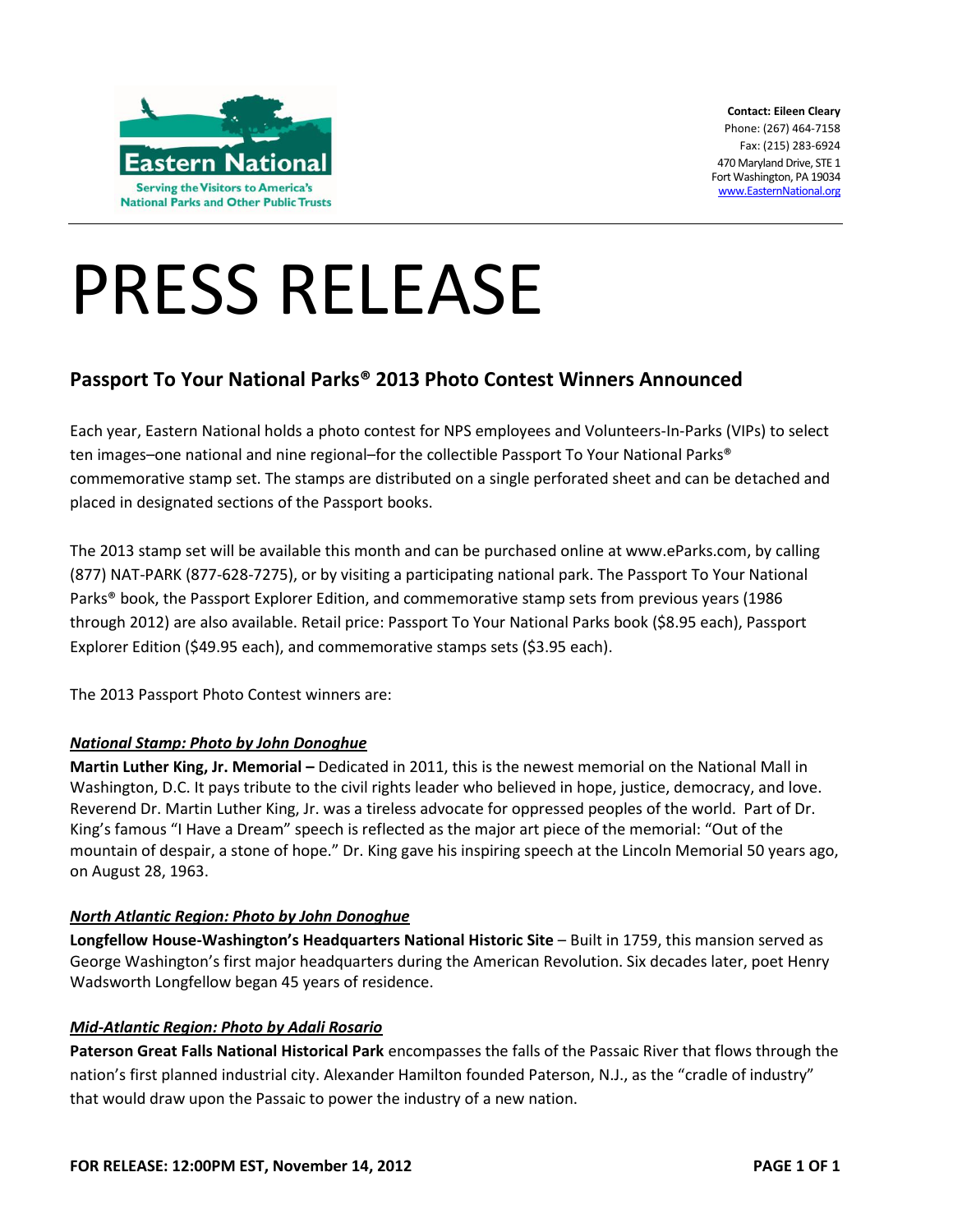Eastern National

Serving the Visitors to America's National Parks and Other Public Trusts

**Contact: Eileen Cleary**
Phone: (267) 464-7158
Fax: (215) 283-6924
470 Maryland Drive, STE 1
Fort Washington, PA 19034
www.EasternNational.org

# PRESS RELEASE

## Passport To Your National Parks® 2013 Photo Contest Winners Announced

Each year, Eastern National holds a photo contest for NPS employees and Volunteers-In-Parks (VIPs) to select ten images–one national and nine regional–for the collectible Passport To Your National Parks® commemorative stamp set. The stamps are distributed on a single perforated sheet and can be detached and placed in designated sections of the Passport books.

The 2013 stamp set will be available this month and can be purchased online at www.eParks.com, by calling (877) NAT-PARK (877-628-7275), or by visiting a participating national park. The Passport To Your National Parks® book, the Passport Explorer Edition, and commemorative stamp sets from previous years (1986 through 2012) are also available. Retail price: Passport To Your National Parks book ($8.95 each), Passport Explorer Edition ($49.95 each), and commemorative stamps sets ($3.95 each).

The 2013 Passport Photo Contest winners are:

***National Stamp: Photo by John Donoghue***

**Martin Luther King, Jr. Memorial –** Dedicated in 2011, this is the newest memorial on the National Mall in Washington, D.C. It pays tribute to the civil rights leader who believed in hope, justice, democracy, and love. Reverend Dr. Martin Luther King, Jr. was a tireless advocate for oppressed peoples of the world. Part of Dr. King's famous "I Have a Dream" speech is reflected as the major art piece of the memorial: "Out of the mountain of despair, a stone of hope." Dr. King gave his inspiring speech at the Lincoln Memorial 50 years ago, on August 28, 1963.

***North Atlantic Region: Photo by John Donoghue***

**Longfellow House-Washington's Headquarters National Historic Site** – Built in 1759, this mansion served as George Washington's first major headquarters during the American Revolution. Six decades later, poet Henry Wadsworth Longfellow began 45 years of residence.

***Mid-Atlantic Region: Photo by Adali Rosario***

**Paterson Great Falls National Historical Park** encompasses the falls of the Passaic River that flows through the nation's first planned industrial city. Alexander Hamilton founded Paterson, N.J., as the "cradle of industry" that would draw upon the Passaic to power the industry of a new nation.

**FOR RELEASE: 12:00PM EST, November 14, 2012**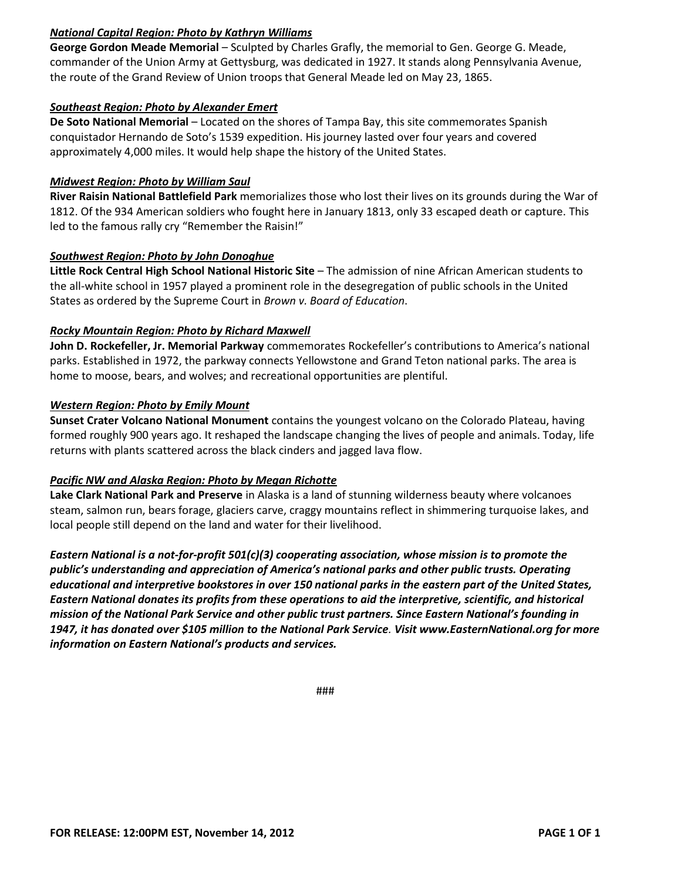***National Capital Region: Photo by Kathryn Williams***

**George Gordon Meade Memorial** – Sculpted by Charles Grafly, the memorial to Gen. George G. Meade, commander of the Union Army at Gettysburg, was dedicated in 1927. It stands along Pennsylvania Avenue, the route of the Grand Review of Union troops that General Meade led on May 23, 1865.

***Southeast Region: Photo by Alexander Emert***

**De Soto National Memorial** – Located on the shores of Tampa Bay, this site commemorates Spanish conquistador Hernando de Soto's 1539 expedition. His journey lasted over four years and covered approximately 4,000 miles. It would help shape the history of the United States.

***Midwest Region: Photo by William Saul***

**River Raisin National Battlefield Park** memorializes those who lost their lives on its grounds during the War of 1812. Of the 934 American soldiers who fought here in January 1813, only 33 escaped death or capture. This led to the famous rally cry "Remember the Raisin!"

***Southwest Region: Photo by John Donoghue***

**Little Rock Central High School National Historic Site** – The admission of nine African American students to the all-white school in 1957 played a prominent role in the desegregation of public schools in the United States as ordered by the Supreme Court in *Brown v. Board of Education*.

***Rocky Mountain Region: Photo by Richard Maxwell***

**John D. Rockefeller, Jr. Memorial Parkway** commemorates Rockefeller's contributions to America's national parks. Established in 1972, the parkway connects Yellowstone and Grand Teton national parks. The area is home to moose, bears, and wolves; and recreational opportunities are plentiful.

***Western Region: Photo by Emily Mount***

**Sunset Crater Volcano National Monument** contains the youngest volcano on the Colorado Plateau, having formed roughly 900 years ago. It reshaped the landscape changing the lives of people and animals. Today, life returns with plants scattered across the black cinders and jagged lava flow.

***Pacific NW and Alaska Region: Photo by Megan Richotte***

**Lake Clark National Park and Preserve** in Alaska is a land of stunning wilderness beauty where volcanoes steam, salmon run, bears forage, glaciers carve, craggy mountains reflect in shimmering turquoise lakes, and local people still depend on the land and water for their livelihood.

***Eastern National is a not-for-profit 501(c)(3) cooperating association, whose mission is to promote the public's understanding and appreciation of America's national parks and other public trusts. Operating educational and interpretive bookstores in over 150 national parks in the eastern part of the United States, Eastern National donates its profits from these operations to aid the interpretive, scientific, and historical mission of the National Park Service and other public trust partners. Since Eastern National's founding in 1947, it has donated over $105 million to the National Park Service. Visit www.EasternNational.org for more information on Eastern National's products and services.***

###

**FOR RELEASE: 12:00PM EST, November 14, 2012**